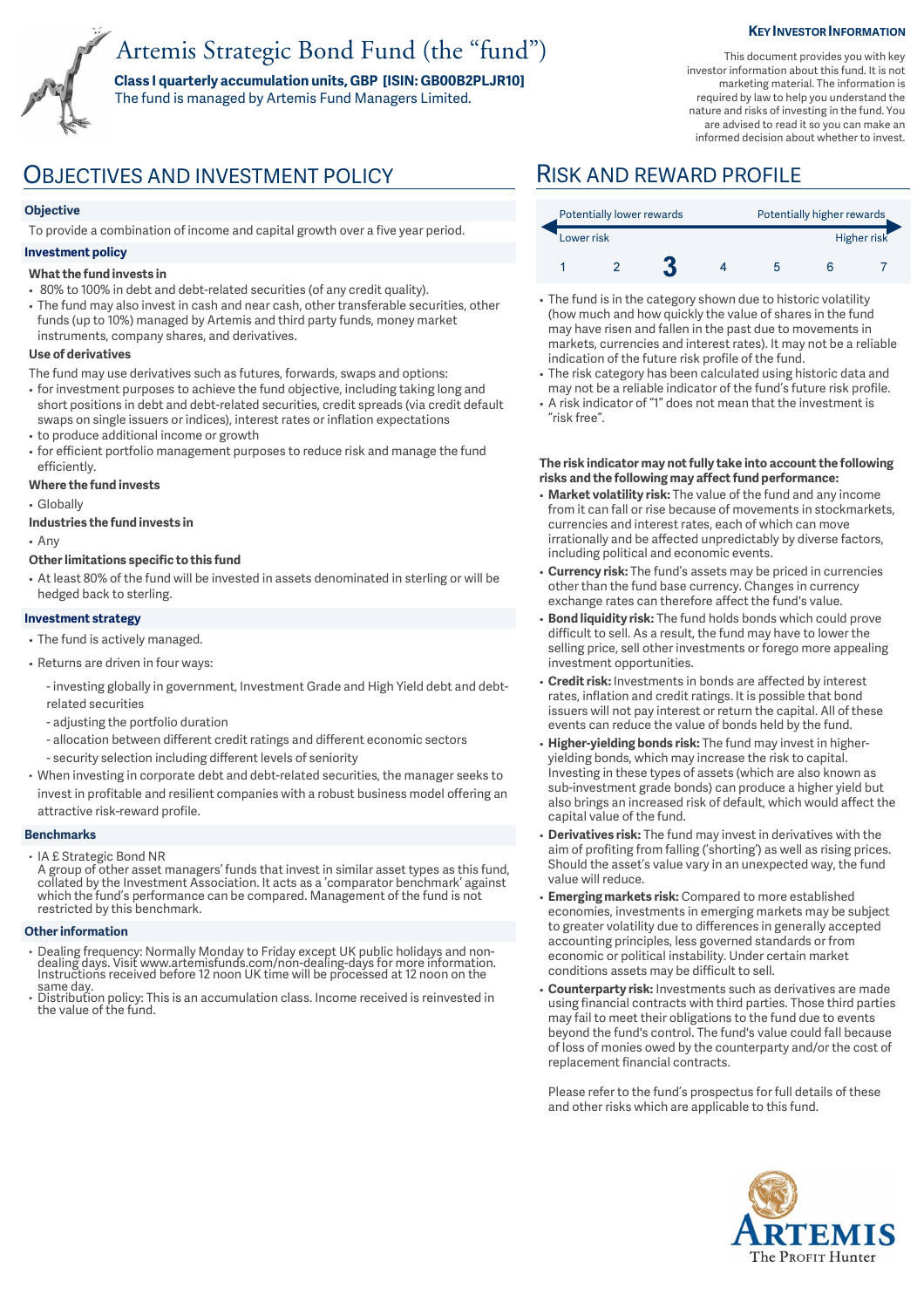# Artemis Strategic Bond Fund (the "fund")

**Class I quarterly accumulation units, GBP [ISIN: GB00B2PLJR10]**
The fund is managed by Artemis Fund Managers Limited.

**KEY INVESTOR INFORMATION**

This document provides you with key investor information about this fund. It is not marketing material. The information is required by law to help you understand the nature and risks of investing in the fund. You are advised to read it so you can make an informed decision about whether to invest.

## OBJECTIVES AND INVESTMENT POLICY

**Objective**

To provide a combination of income and capital growth over a five year period.

**Investment policy**

**What the fund invests in**

- 80% to 100% in debt and debt-related securities (of any credit quality).
- The fund may also invest in cash and near cash, other transferable securities, other funds (up to 10%) managed by Artemis and third party funds, money market instruments, company shares, and derivatives.

**Use of derivatives**

The fund may use derivatives such as futures, forwards, swaps and options:

- for investment purposes to achieve the fund objective, including taking long and short positions in debt and debt-related securities, credit spreads (via credit default swaps on single issuers or indices), interest rates or inflation expectations
- to produce additional income or growth
- for efficient portfolio management purposes to reduce risk and manage the fund efficiently.

**Where the fund invests**

- Globally

**Industries the fund invests in**

- Any

**Other limitations specific to this fund**

- At least 80% of the fund will be invested in assets denominated in sterling or will be hedged back to sterling.

**Investment strategy**

- The fund is actively managed.
- Returns are driven in four ways:
  - investing globally in government, Investment Grade and High Yield debt and debt-related securities
  - adjusting the portfolio duration
  - allocation between different credit ratings and different economic sectors
  - security selection including different levels of seniority
- When investing in corporate debt and debt-related securities, the manager seeks to invest in profitable and resilient companies with a robust business model offering an attractive risk-reward profile.

**Benchmarks**

- IA £ Strategic Bond NR
  A group of other asset managers' funds that invest in similar asset types as this fund, collated by the Investment Association. It acts as a 'comparator benchmark' against which the fund's performance can be compared. Management of the fund is not restricted by this benchmark.

**Other information**

- Dealing frequency: Normally Monday to Friday except UK public holidays and non-dealing days. Visit www.artemisfunds.com/non-dealing-days for more information. Instructions received before 12 noon UK time will be processed at 12 noon on the same day.
- Distribution policy: This is an accumulation class. Income received is reinvested in the value of the fund.

## RISK AND REWARD PROFILE

| Potentially lower rewards | | | | | | Potentially higher rewards |
|---|---|---|---|---|---|---|
| Lower risk | | | | | | Higher risk |
| 1 | 2 | **3** | 4 | 5 | 6 | 7 |

- The fund is in the category shown due to historic volatility (how much and how quickly the value of shares in the fund may have risen and fallen in the past due to movements in markets, currencies and interest rates). It may not be a reliable indication of the future risk profile of the fund.
- The risk category has been calculated using historic data and may not be a reliable indicator of the fund's future risk profile.
- A risk indicator of "1" does not mean that the investment is "risk free".

**The risk indicator may not fully take into account the following risks and the following may affect fund performance:**

- **Market volatility risk:** The value of the fund and any income from it can fall or rise because of movements in stockmarkets, currencies and interest rates, each of which can move irrationally and be affected unpredictably by diverse factors, including political and economic events.
- **Currency risk:** The fund's assets may be priced in currencies other than the fund base currency. Changes in currency exchange rates can therefore affect the fund's value.
- **Bond liquidity risk:** The fund holds bonds which could prove difficult to sell. As a result, the fund may have to lower the selling price, sell other investments or forego more appealing investment opportunities.
- **Credit risk:** Investments in bonds are affected by interest rates, inflation and credit ratings. It is possible that bond issuers will not pay interest or return the capital. All of these events can reduce the value of bonds held by the fund.
- **Higher-yielding bonds risk:** The fund may invest in higher-yielding bonds, which may increase the risk to capital. Investing in these types of assets (which are also known as sub-investment grade bonds) can produce a higher yield but also brings an increased risk of default, which would affect the capital value of the fund.
- **Derivatives risk:** The fund may invest in derivatives with the aim of profiting from falling ('shorting') as well as rising prices. Should the asset's value vary in an unexpected way, the fund value will reduce.
- **Emerging markets risk:** Compared to more established economies, investments in emerging markets may be subject to greater volatility due to differences in generally accepted accounting principles, less governed standards or from economic or political instability. Under certain market conditions assets may be difficult to sell.
- **Counterparty risk:** Investments such as derivatives are made using financial contracts with third parties. Those third parties may fail to meet their obligations to the fund due to events beyond the fund's control. The fund's value could fall because of loss of monies owed by the counterparty and/or the cost of replacement financial contracts.

Please refer to the fund's prospectus for full details of these and other risks which are applicable to this fund.

ARTEMIS
The PROFIT Hunter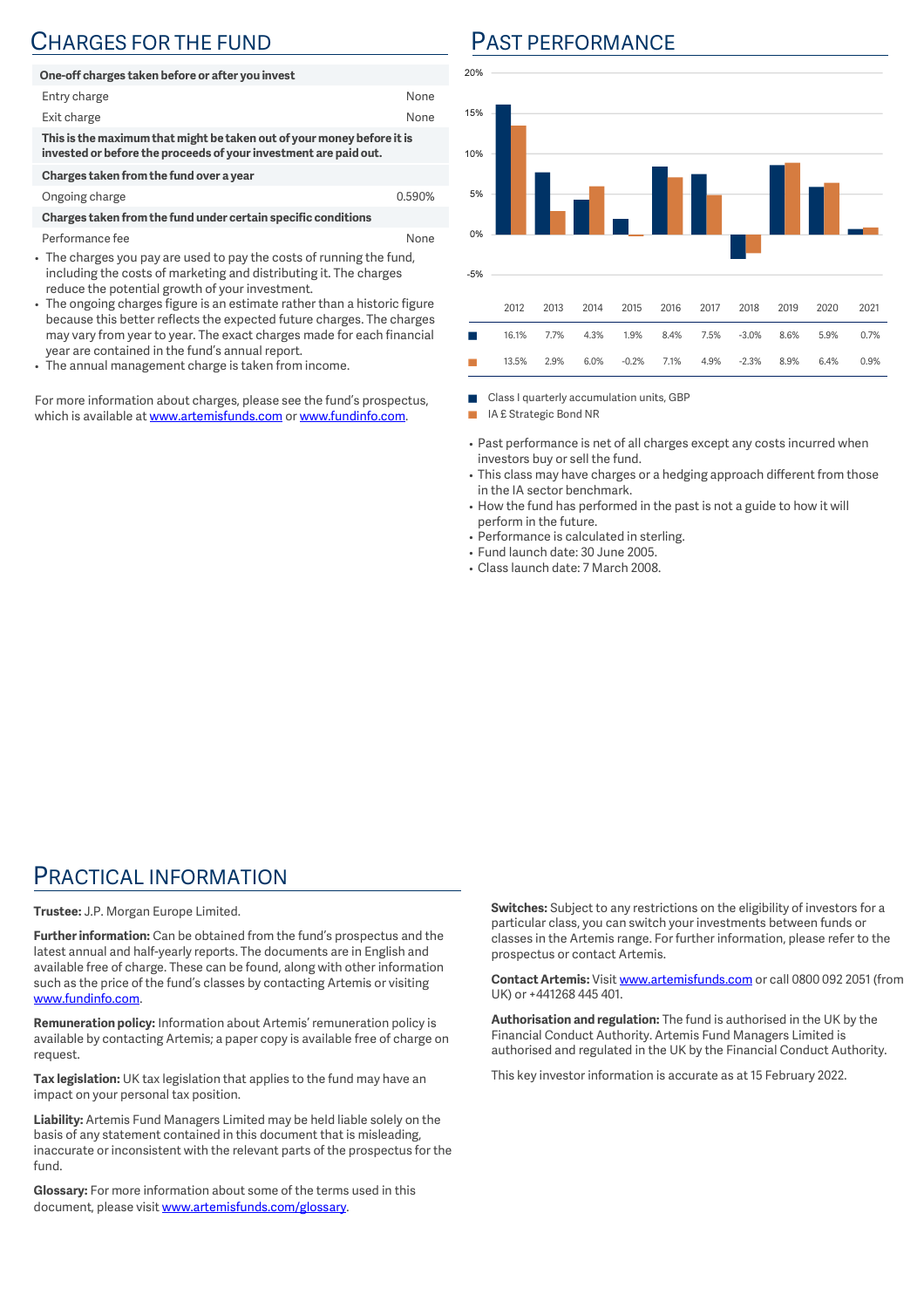## CHARGES FOR THE FUND

| | |
|---|---|
| **One-off charges taken before or after you invest** | |
| Entry charge | None |
| Exit charge | None |
| **This is the maximum that might be taken out of your money before it is invested or before the proceeds of your investment are paid out.** | |
| **Charges taken from the fund over a year** | |
| Ongoing charge | 0.590% |
| **Charges taken from the fund under certain specific conditions** | |
| Performance fee | None |

- The charges you pay are used to pay the costs of running the fund, including the costs of marketing and distributing it. The charges reduce the potential growth of your investment.
- The ongoing charges figure is an estimate rather than a historic figure because this better reflects the expected future charges. The charges may vary from year to year. The exact charges made for each financial year are contained in the fund's annual report.
- The annual management charge is taken from income.

For more information about charges, please see the fund's prospectus, which is available at www.artemisfunds.com or www.fundinfo.com.

## PAST PERFORMANCE

20%
15%
10%
5%
0%
-5%

2012 2013 2014 2015 2016 2017 2018 2019 2020 2021

16.1% 7.7% 4.3% 1.9% 8.4% 7.5% -3.0% 8.6% 5.9% 0.7%

13.5% 2.9% 6.0% -0.2% 7.1% 4.9% -2.3% 8.9% 6.4% 0.9%

Class I quarterly accumulation units, GBP

IA £ Strategic Bond NR

- Past performance is net of all charges except any costs incurred when investors buy or sell the fund.
- This class may have charges or a hedging approach different from those in the IA sector benchmark.
- How the fund has performed in the past is not a guide to how it will perform in the future.
- Performance is calculated in sterling.
- Fund launch date: 30 June 2005.
- Class launch date: 7 March 2008.

## PRACTICAL INFORMATION

**Trustee:** J.P. Morgan Europe Limited.

**Further information:** Can be obtained from the fund's prospectus and the latest annual and half-yearly reports. The documents are in English and available free of charge. These can be found, along with other information such as the price of the fund's classes by contacting Artemis or visiting www.fundinfo.com.

**Remuneration policy:** Information about Artemis' remuneration policy is available by contacting Artemis; a paper copy is available free of charge on request.

**Tax legislation:** UK tax legislation that applies to the fund may have an impact on your personal tax position.

**Liability:** Artemis Fund Managers Limited may be held liable solely on the basis of any statement contained in this document that is misleading, inaccurate or inconsistent with the relevant parts of the prospectus for the fund.

**Glossary:** For more information about some of the terms used in this document, please visit www.artemisfunds.com/glossary.

**Switches:** Subject to any restrictions on the eligibility of investors for a particular class, you can switch your investments between funds or classes in the Artemis range. For further information, please refer to the prospectus or contact Artemis.

**Contact Artemis:** Visit www.artemisfunds.com or call 0800 092 2051 (from UK) or +441268 445 401.

**Authorisation and regulation:** The fund is authorised in the UK by the Financial Conduct Authority. Artemis Fund Managers Limited is authorised and regulated in the UK by the Financial Conduct Authority.

This key investor information is accurate as at 15 February 2022.